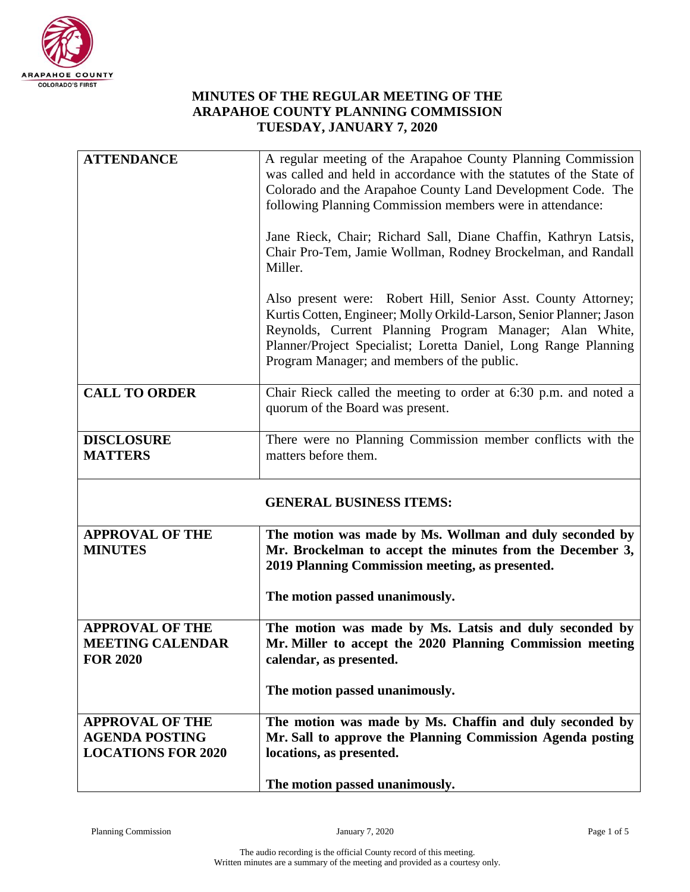# MINUTES OF THE REGULAR MEETING OF THE ARAPAHOE COUNTY PLANNING COMMISSION TUESDAY, JANUARY 7, 2020

| | |
|---|---|
| **ATTENDANCE** | A regular meeting of the Arapahoe County Planning Commission was called and held in accordance with the statutes of the State of Colorado and the Arapahoe County Land Development Code. The following Planning Commission members were in attendance:<br><br>Jane Rieck, Chair; Richard Sall, Diane Chaffin, Kathryn Latsis, Chair Pro-Tem, Jamie Wollman, Rodney Brockelman, and Randall Miller.<br><br>Also present were: Robert Hill, Senior Asst. County Attorney; Kurtis Cotten, Engineer; Molly Orkild-Larson, Senior Planner; Jason Reynolds, Current Planning Program Manager; Alan White, Planner/Project Specialist; Loretta Daniel, Long Range Planning Program Manager; and members of the public. |
| **CALL TO ORDER** | Chair Rieck called the meeting to order at 6:30 p.m. and noted a quorum of the Board was present. |
| **DISCLOSURE MATTERS** | There were no Planning Commission member conflicts with the matters before them. |
| **GENERAL BUSINESS ITEMS:** | |
| **APPROVAL OF THE MINUTES** | **The motion was made by Ms. Wollman and duly seconded by Mr. Brockelman to accept the minutes from the December 3, 2019 Planning Commission meeting, as presented.**<br><br>**The motion passed unanimously.** |
| **APPROVAL OF THE MEETING CALENDAR FOR 2020** | **The motion was made by Ms. Latsis and duly seconded by Mr. Miller to accept the 2020 Planning Commission meeting calendar, as presented.**<br><br>**The motion passed unanimously.** |
| **APPROVAL OF THE AGENDA POSTING LOCATIONS FOR 2020** | **The motion was made by Ms. Chaffin and duly seconded by Mr. Sall to approve the Planning Commission Agenda posting locations, as presented.**<br><br>**The motion passed unanimously.** |

The audio recording is the official County record of this meeting.
Written minutes are a summary of the meeting and provided as a courtesy only.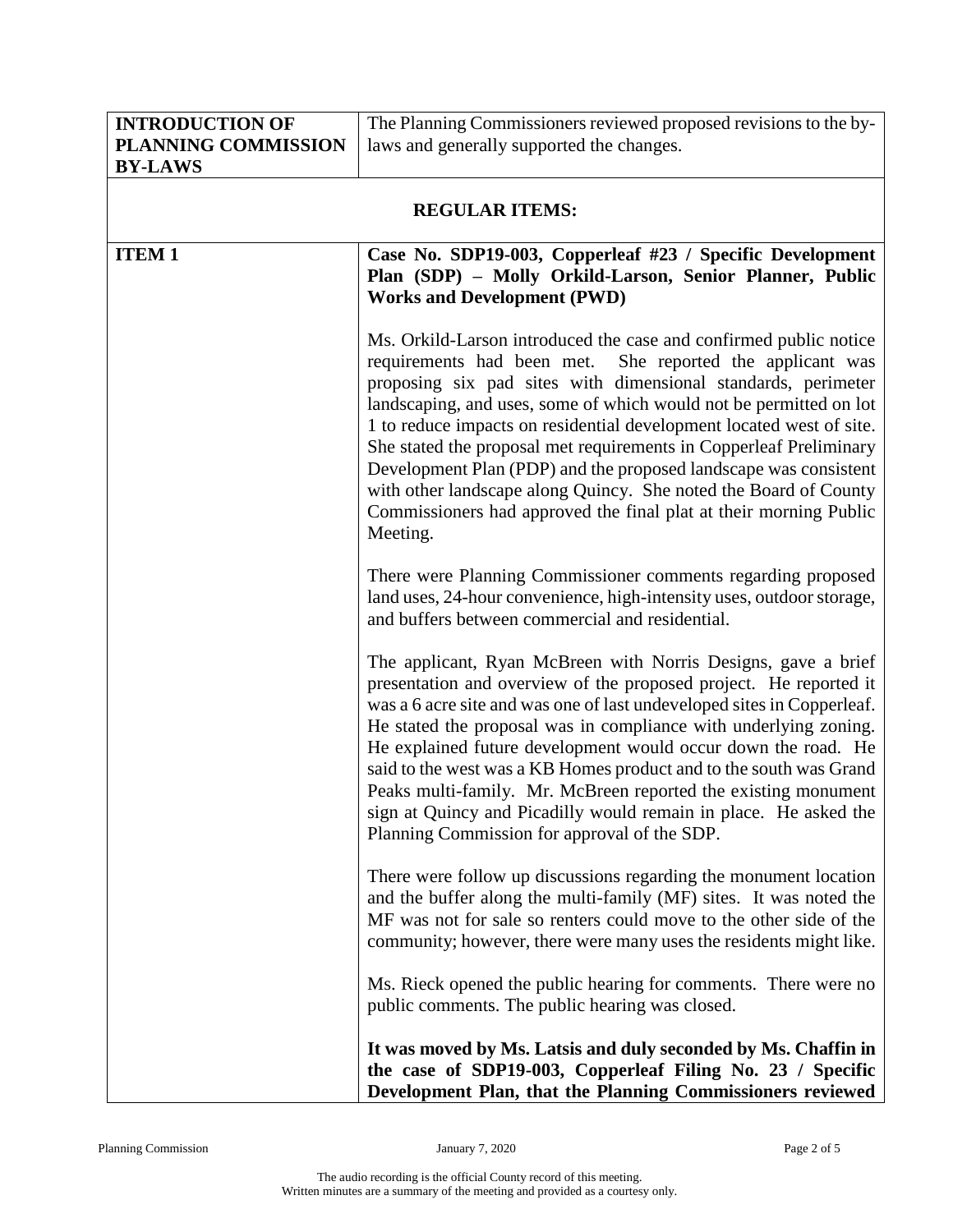| | |
|---|---|
| **INTRODUCTION OF PLANNING COMMISSION BY-LAWS** | The Planning Commissioners reviewed proposed revisions to the by-laws and generally supported the changes. |
| **REGULAR ITEMS:** | |
| **ITEM 1** | **Case No. SDP19-003, Copperleaf #23 / Specific Development Plan (SDP) – Molly Orkild-Larson, Senior Planner, Public Works and Development (PWD)**<br><br>Ms. Orkild-Larson introduced the case and confirmed public notice requirements had been met. She reported the applicant was proposing six pad sites with dimensional standards, perimeter landscaping, and uses, some of which would not be permitted on lot 1 to reduce impacts on residential development located west of site. She stated the proposal met requirements in Copperleaf Preliminary Development Plan (PDP) and the proposed landscape was consistent with other landscape along Quincy. She noted the Board of County Commissioners had approved the final plat at their morning Public Meeting.<br><br>There were Planning Commissioner comments regarding proposed land uses, 24-hour convenience, high-intensity uses, outdoor storage, and buffers between commercial and residential.<br><br>The applicant, Ryan McBreen with Norris Designs, gave a brief presentation and overview of the proposed project. He reported it was a 6 acre site and was one of last undeveloped sites in Copperleaf. He stated the proposal was in compliance with underlying zoning. He explained future development would occur down the road. He said to the west was a KB Homes product and to the south was Grand Peaks multi-family. Mr. McBreen reported the existing monument sign at Quincy and Picadilly would remain in place. He asked the Planning Commission for approval of the SDP.<br><br>There were follow up discussions regarding the monument location and the buffer along the multi-family (MF) sites. It was noted the MF was not for sale so renters could move to the other side of the community; however, there were many uses the residents might like.<br><br>Ms. Rieck opened the public hearing for comments. There were no public comments. The public hearing was closed.<br><br>**It was moved by Ms. Latsis and duly seconded by Ms. Chaffin in the case of SDP19-003, Copperleaf Filing No. 23 / Specific Development Plan, that the Planning Commissioners reviewed** |

The audio recording is the official County record of this meeting.
Written minutes are a summary of the meeting and provided as a courtesy only.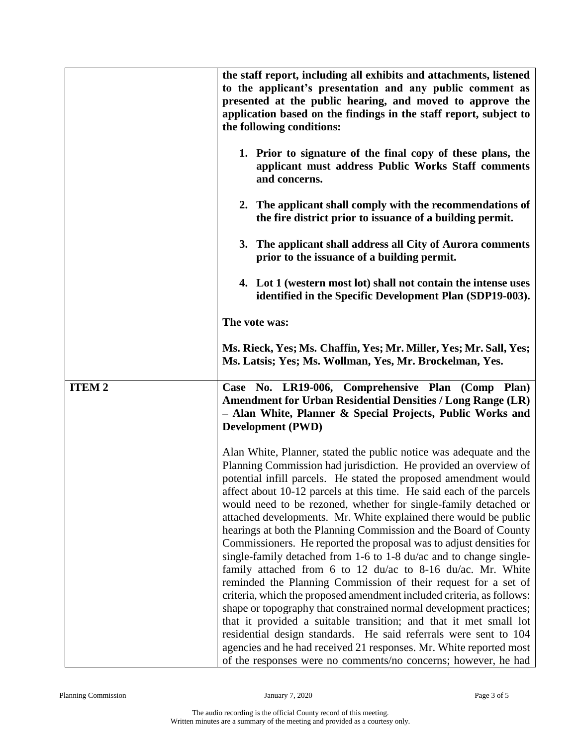| | |
|---|---|
| | **the staff report, including all exhibits and attachments, listened to the applicant's presentation and any public comment as presented at the public hearing, and moved to approve the application based on the findings in the staff report, subject to the following conditions:**<br><br>**1. Prior to signature of the final copy of these plans, the applicant must address Public Works Staff comments and concerns.**<br><br>**2. The applicant shall comply with the recommendations of the fire district prior to issuance of a building permit.**<br><br>**3. The applicant shall address all City of Aurora comments prior to the issuance of a building permit.**<br><br>**4. Lot 1 (western most lot) shall not contain the intense uses identified in the Specific Development Plan (SDP19-003).**<br><br>**The vote was:**<br><br>**Ms. Rieck, Yes; Ms. Chaffin, Yes; Mr. Miller, Yes; Mr. Sall, Yes; Ms. Latsis; Yes; Ms. Wollman, Yes, Mr. Brockelman, Yes.** |
| **ITEM 2** | **Case No. LR19-006, Comprehensive Plan (Comp Plan) Amendment for Urban Residential Densities / Long Range (LR) – Alan White, Planner & Special Projects, Public Works and Development (PWD)**<br><br>Alan White, Planner, stated the public notice was adequate and the Planning Commission had jurisdiction. He provided an overview of potential infill parcels. He stated the proposed amendment would affect about 10-12 parcels at this time. He said each of the parcels would need to be rezoned, whether for single-family detached or attached developments. Mr. White explained there would be public hearings at both the Planning Commission and the Board of County Commissioners. He reported the proposal was to adjust densities for single-family detached from 1-6 to 1-8 du/ac and to change single-family attached from 6 to 12 du/ac to 8-16 du/ac. Mr. White reminded the Planning Commission of their request for a set of criteria, which the proposed amendment included criteria, as follows: shape or topography that constrained normal development practices; that it provided a suitable transition; and that it met small lot residential design standards. He said referrals were sent to 104 agencies and he had received 21 responses. Mr. White reported most of the responses were no comments/no concerns; however, he had |

The audio recording is the official County record of this meeting.
Written minutes are a summary of the meeting and provided as a courtesy only.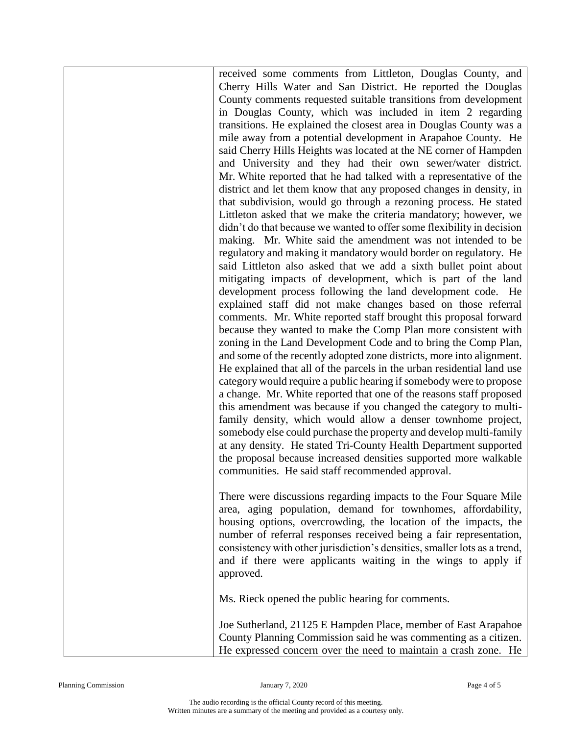received some comments from Littleton, Douglas County, and Cherry Hills Water and San District. He reported the Douglas County comments requested suitable transitions from development in Douglas County, which was included in item 2 regarding transitions. He explained the closest area in Douglas County was a mile away from a potential development in Arapahoe County. He said Cherry Hills Heights was located at the NE corner of Hampden and University and they had their own sewer/water district. Mr. White reported that he had talked with a representative of the district and let them know that any proposed changes in density, in that subdivision, would go through a rezoning process. He stated Littleton asked that we make the criteria mandatory; however, we didn't do that because we wanted to offer some flexibility in decision making. Mr. White said the amendment was not intended to be regulatory and making it mandatory would border on regulatory. He said Littleton also asked that we add a sixth bullet point about mitigating impacts of development, which is part of the land development process following the land development code. He explained staff did not make changes based on those referral comments. Mr. White reported staff brought this proposal forward because they wanted to make the Comp Plan more consistent with zoning in the Land Development Code and to bring the Comp Plan, and some of the recently adopted zone districts, more into alignment. He explained that all of the parcels in the urban residential land use category would require a public hearing if somebody were to propose a change. Mr. White reported that one of the reasons staff proposed this amendment was because if you changed the category to multi-family density, which would allow a denser townhome project, somebody else could purchase the property and develop multi-family at any density. He stated Tri-County Health Department supported the proposal because increased densities supported more walkable communities. He said staff recommended approval.

There were discussions regarding impacts to the Four Square Mile area, aging population, demand for townhomes, affordability, housing options, overcrowding, the location of the impacts, the number of referral responses received being a fair representation, consistency with other jurisdiction's densities, smaller lots as a trend, and if there were applicants waiting in the wings to apply if approved.

Ms. Rieck opened the public hearing for comments.

Joe Sutherland, 21125 E Hampden Place, member of East Arapahoe County Planning Commission said he was commenting as a citizen. He expressed concern over the need to maintain a crash zone. He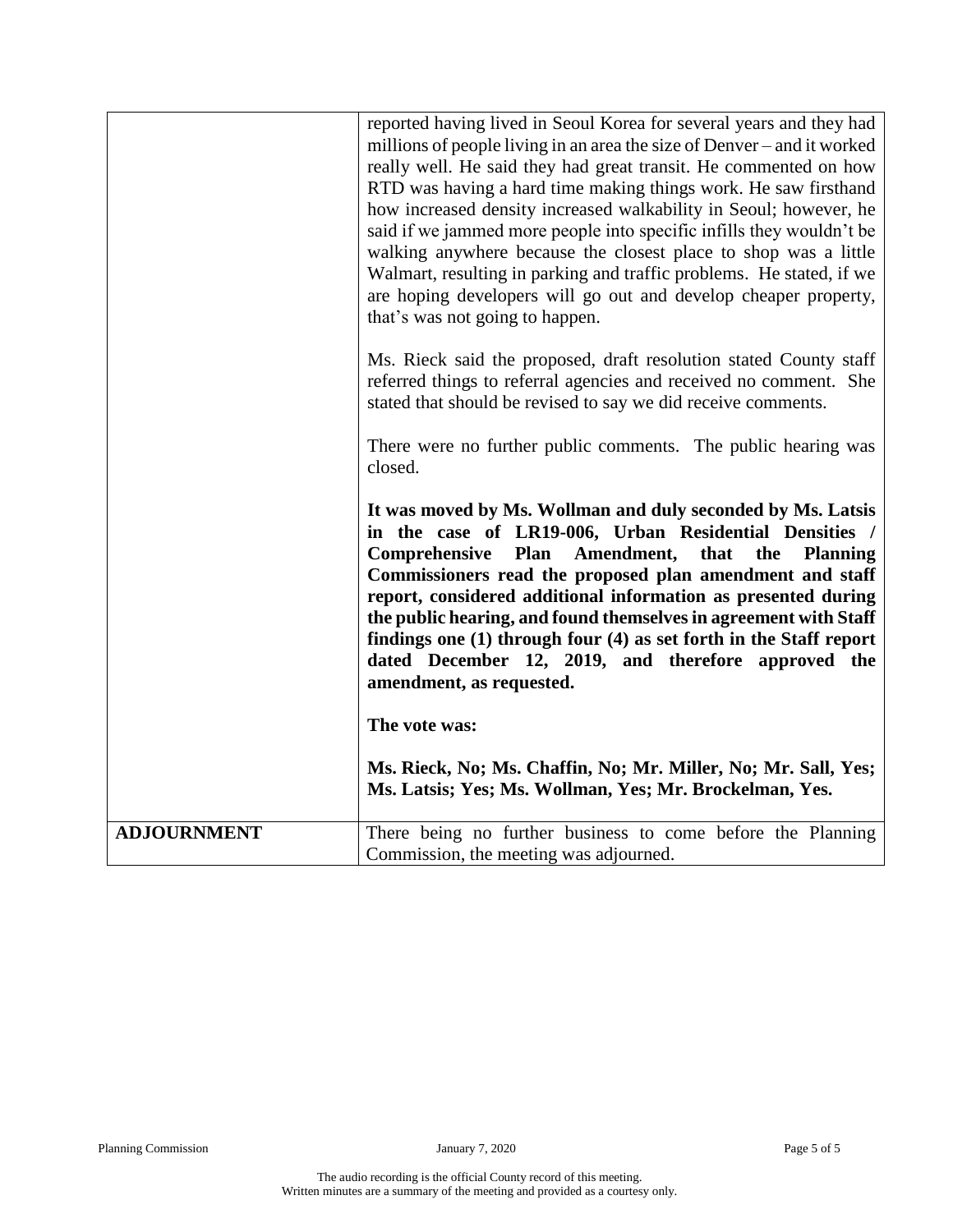| | |
|---|---|
| | reported having lived in Seoul Korea for several years and they had millions of people living in an area the size of Denver – and it worked really well. He said they had great transit. He commented on how RTD was having a hard time making things work. He saw firsthand how increased density increased walkability in Seoul; however, he said if we jammed more people into specific infills they wouldn't be walking anywhere because the closest place to shop was a little Walmart, resulting in parking and traffic problems. He stated, if we are hoping developers will go out and develop cheaper property, that's was not going to happen.<br><br>Ms. Rieck said the proposed, draft resolution stated County staff referred things to referral agencies and received no comment. She stated that should be revised to say we did receive comments.<br><br>There were no further public comments. The public hearing was closed.<br><br>**It was moved by Ms. Wollman and duly seconded by Ms. Latsis in the case of LR19-006, Urban Residential Densities / Comprehensive Plan Amendment, that the Planning Commissioners read the proposed plan amendment and staff report, considered additional information as presented during the public hearing, and found themselves in agreement with Staff findings one (1) through four (4) as set forth in the Staff report dated December 12, 2019, and therefore approved the amendment, as requested.**<br><br>**The vote was:**<br><br>**Ms. Rieck, No; Ms. Chaffin, No; Mr. Miller, No; Mr. Sall, Yes; Ms. Latsis; Yes; Ms. Wollman, Yes; Mr. Brockelman, Yes.** |
| **ADJOURNMENT** | There being no further business to come before the Planning Commission, the meeting was adjourned. |

The audio recording is the official County record of this meeting.
Written minutes are a summary of the meeting and provided as a courtesy only.